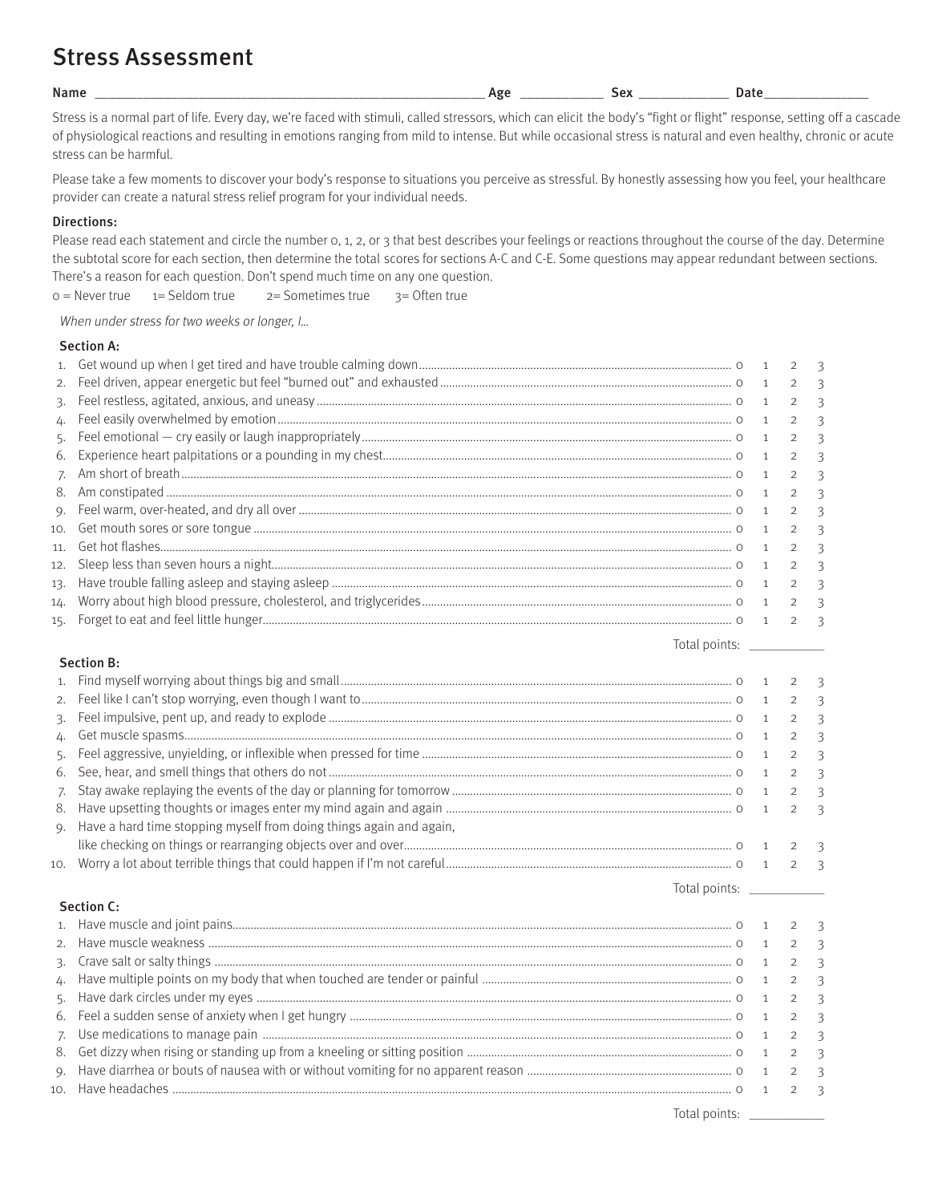# Stress Assessment

Name ______________________________ Age __________ Sex __________ Date ____________

Stress is a normal part of life. Every day, we're faced with stimuli, called stressors, which can elicit the body's "fight or flight" response, setting off a cascade of physiological reactions and resulting in emotions ranging from mild to intense. But while occasional stress is natural and even healthy, chronic or acute stress can be harmful.

Please take a few moments to discover your body's response to situations you perceive as stressful. By honestly assessing how you feel, your healthcare provider can create a natural stress relief program for your individual needs.

**Directions:**

Please read each statement and circle the number 0, 1, 2, or 3 that best describes your feelings or reactions throughout the course of the day. Determine the subtotal score for each section, then determine the total scores for sections A-C and C-E. Some questions may appear redundant between sections. There's a reason for each question. Don't spend much time on any one question.

0 = Never true    1= Seldom true    2= Sometimes true    3= Often true

*When under stress for two weeks or longer, I...*

**Section A:**

1. Get wound up when I get tired and have trouble calming down ........ 0 1 2 3
2. Feel driven, appear energetic but feel "burned out" and exhausted ........ 0 1 2 3
3. Feel restless, agitated, anxious, and uneasy ........ 0 1 2 3
4. Feel easily overwhelmed by emotion ........ 0 1 2 3
5. Feel emotional — cry easily or laugh inappropriately ........ 0 1 2 3
6. Experience heart palpitations or a pounding in my chest ........ 0 1 2 3
7. Am short of breath ........ 0 1 2 3
8. Am constipated ........ 0 1 2 3
9. Feel warm, over-heated, and dry all over ........ 0 1 2 3
10. Get mouth sores or sore tongue ........ 0 1 2 3
11. Get hot flashes ........ 0 1 2 3
12. Sleep less than seven hours a night ........ 0 1 2 3
13. Have trouble falling asleep and staying asleep ........ 0 1 2 3
14. Worry about high blood pressure, cholesterol, and triglycerides ........ 0 1 2 3
15. Forget to eat and feel little hunger ........ 0 1 2 3

Total points: __________

**Section B:**

1. Find myself worrying about things big and small ........ 0 1 2 3
2. Feel like I can't stop worrying, even though I want to ........ 0 1 2 3
3. Feel impulsive, pent up, and ready to explode ........ 0 1 2 3
4. Get muscle spasms ........ 0 1 2 3
5. Feel aggressive, unyielding, or inflexible when pressed for time ........ 0 1 2 3
6. See, hear, and smell things that others do not ........ 0 1 2 3
7. Stay awake replaying the events of the day or planning for tomorrow ........ 0 1 2 3
8. Have upsetting thoughts or images enter my mind again and again ........ 0 1 2 3
9. Have a hard time stopping myself from doing things again and again, like checking on things or rearranging objects over and over ........ 0 1 2 3
10. Worry a lot about terrible things that could happen if I'm not careful ........ 0 1 2 3

Total points: __________

**Section C:**

1. Have muscle and joint pains ........ 0 1 2 3
2. Have muscle weakness ........ 0 1 2 3
3. Crave salt or salty things ........ 0 1 2 3
4. Have multiple points on my body that when touched are tender or painful ........ 0 1 2 3
5. Have dark circles under my eyes ........ 0 1 2 3
6. Feel a sudden sense of anxiety when I get hungry ........ 0 1 2 3
7. Use medications to manage pain ........ 0 1 2 3
8. Get dizzy when rising or standing up from a kneeling or sitting position ........ 0 1 2 3
9. Have diarrhea or bouts of nausea with or without vomiting for no apparent reason ........ 0 1 2 3
10. Have headaches ........ 0 1 2 3

Total points: __________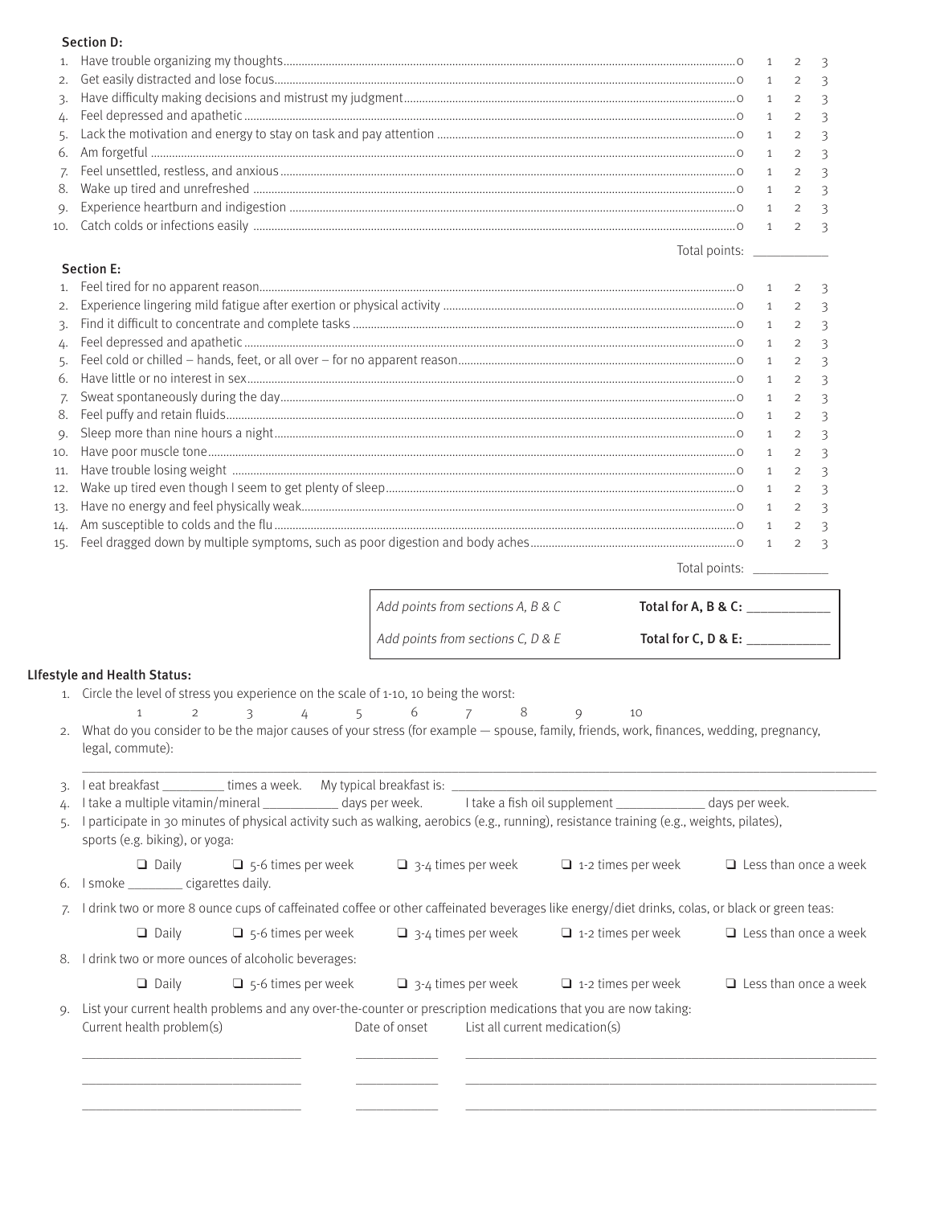### Section D:

| | | | | | |
|---|---|---|---|---|---|
| 1. | Have trouble organizing my thoughts | 0 | 1 | 2 | 3 |
| 2. | Get easily distracted and lose focus | 0 | 1 | 2 | 3 |
| 3. | Have difficulty making decisions and mistrust my judgment | 0 | 1 | 2 | 3 |
| 4. | Feel depressed and apathetic | 0 | 1 | 2 | 3 |
| 5. | Lack the motivation and energy to stay on task and pay attention | 0 | 1 | 2 | 3 |
| 6. | Am forgetful | 0 | 1 | 2 | 3 |
| 7. | Feel unsettled, restless, and anxious | 0 | 1 | 2 | 3 |
| 8. | Wake up tired and unrefreshed | 0 | 1 | 2 | 3 |
| 9. | Experience heartburn and indigestion | 0 | 1 | 2 | 3 |
| 10. | Catch colds or infections easily | 0 | 1 | 2 | 3 |

Total points: ___________

### Section E:

| | | | | | |
|---|---|---|---|---|---|
| 1. | Feel tired for no apparent reason | 0 | 1 | 2 | 3 |
| 2. | Experience lingering mild fatigue after exertion or physical activity | 0 | 1 | 2 | 3 |
| 3. | Find it difficult to concentrate and complete tasks | 0 | 1 | 2 | 3 |
| 4. | Feel depressed and apathetic | 0 | 1 | 2 | 3 |
| 5. | Feel cold or chilled – hands, feet, or all over – for no apparent reason | 0 | 1 | 2 | 3 |
| 6. | Have little or no interest in sex | 0 | 1 | 2 | 3 |
| 7. | Sweat spontaneously during the day | 0 | 1 | 2 | 3 |
| 8. | Feel puffy and retain fluids | 0 | 1 | 2 | 3 |
| 9. | Sleep more than nine hours a night | 0 | 1 | 2 | 3 |
| 10. | Have poor muscle tone | 0 | 1 | 2 | 3 |
| 11. | Have trouble losing weight | 0 | 1 | 2 | 3 |
| 12. | Wake up tired even though I seem to get plenty of sleep | 0 | 1 | 2 | 3 |
| 13. | Have no energy and feel physically weak | 0 | 1 | 2 | 3 |
| 14. | Am susceptible to colds and the flu | 0 | 1 | 2 | 3 |
| 15. | Feel dragged down by multiple symptoms, such as poor digestion and body aches | 0 | 1 | 2 | 3 |

Total points: ___________

| | |
|---|---|
| *Add points from sections A, B & C* | **Total for A, B & C:** ___________ |
| *Add points from sections C, D & E* | **Total for C, D & E:** ___________ |

### LIfestyle and Health Status:

1. Circle the level of stress you experience on the scale of 1-10, 10 being the worst:

   1 2 3 4 5 6 7 8 9 10

2. What do you consider to be the major causes of your stress (for example — spouse, family, friends, work, finances, wedding, pregnancy, legal, commute):

   ___________________________________________________________

3. I eat breakfast _________ times a week. My typical breakfast is: ___________________________
4. I take a multiple vitamin/mineral ___________ days per week. I take a fish oil supplement _____________ days per week.
5. I participate in 30 minutes of physical activity such as walking, aerobics (e.g., running), resistance training (e.g., weights, pilates), sports (e.g. biking), or yoga:

   ❑ Daily ❑ 5-6 times per week ❑ 3-4 times per week ❑ 1-2 times per week ❑ Less than once a week

6. I smoke ________ cigarettes daily.
7. I drink two or more 8 ounce cups of caffeinated coffee or other caffeinated beverages like energy/diet drinks, colas, or black or green teas:

   ❑ Daily ❑ 5-6 times per week ❑ 3-4 times per week ❑ 1-2 times per week ❑ Less than once a week

8. I drink two or more ounces of alcoholic beverages:

   ❑ Daily ❑ 5-6 times per week ❑ 3-4 times per week ❑ 1-2 times per week ❑ Less than once a week

9. List your current health problems and any over-the-counter or prescription medications that you are now taking:

| Current health problem(s) | Date of onset | List all current medication(s) |
|---|---|---|
| | | |
| | | |
| | | |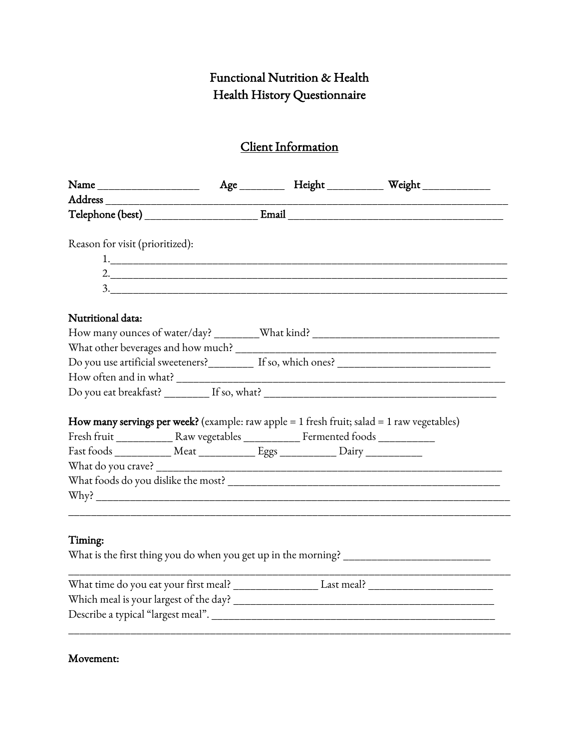# Functional Nutrition & Health
# Health History Questionnaire

## Client Information

**Name** ____________________ **Age** ________ **Height** __________ **Weight** ____________
**Address** ________________________________________________________________________________
**Telephone (best)** ____________________ **Email** ________________________________________

Reason for visit (prioritized):

1. ________________________________________________________________________
2. ________________________________________________________________________
3. ________________________________________________________________________

**Nutritional data:**
How many ounces of water/day? ________What kind? ____________________________________
What other beverages and how much? __________________________________________________
Do you use artificial sweeteners?________ If so, which ones? ____________________________
How often and in what? _______________________________________________________________
Do you eat breakfast? ________ If so, what? ____________________________________________

**How many servings per week?** (example: raw apple = 1 fresh fruit; salad = 1 raw vegetables)
Fresh fruit __________ Raw vegetables __________ Fermented foods __________
Fast foods __________ Meat __________ Eggs __________ Dairy __________
What do you crave? ___________________________________________________________________
What foods do you dislike the most? ____________________________________________________
Why? ______________________________________________________________________________
___________________________________________________________________________________

**Timing:**
What is the first thing you do when you get up in the morning? ___________________________
___________________________________________________________________________________
What time do you eat your first meal? _______________ Last meal? _______________________
Which meal is your largest of the day? _________________________________________________
Describe a typical "largest meal". ______________________________________________________
___________________________________________________________________________________

**Movement:**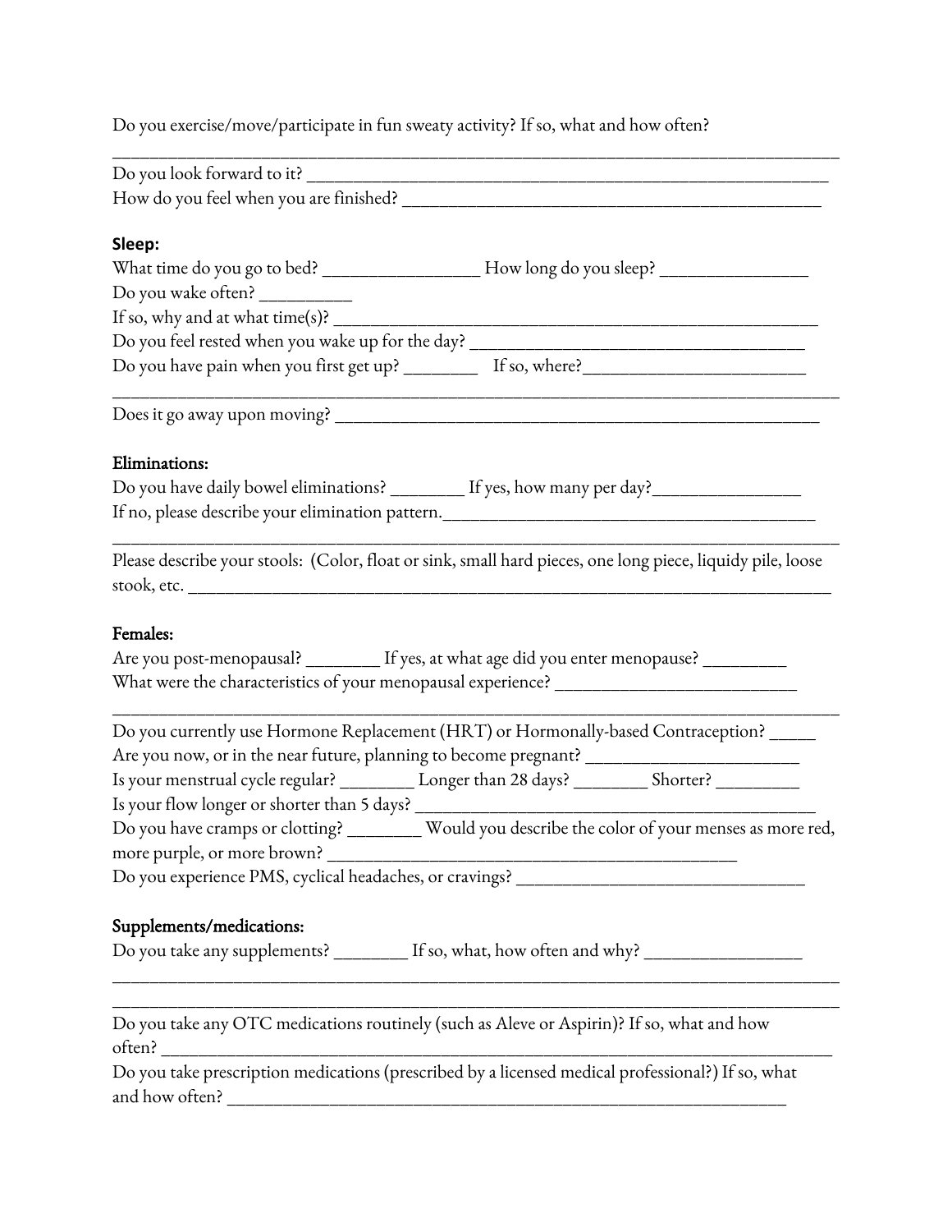Do you exercise/move/participate in fun sweaty activity? If so, what and how often?

________________________________________________________________________________

Do you look forward to it? ______________________________________________________

How do you feel when you are finished? ____________________________________________

**Sleep:**

What time do you go to bed? ________________ How long do you sleep? _______________

Do you wake often? _________

If so, why and at what time(s)? __________________________________________________

Do you feel rested when you wake up for the day? ____________________________________

Do you have pain when you first get up? ________ If so, where?________________________

________________________________________________________________________________

Does it go away upon moving? ____________________________________________________

**Eliminations:**

Do you have daily bowel eliminations? ________ If yes, how many per day?_______________

If no, please describe your elimination pattern.________________________________________

________________________________________________________________________________

Please describe your stools: (Color, float or sink, small hard pieces, one long piece, liquidy pile, loose stook, etc. ______________________________________________________________________

**Females:**

Are you post-menopausal? ________ If yes, at what age did you enter menopause? _________

What were the characteristics of your menopausal experience? ___________________________

________________________________________________________________________________

Do you currently use Hormone Replacement (HRT) or Hormonally-based Contraception? _____

Are you now, or in the near future, planning to become pregnant? ______________________

Is your menstrual cycle regular? ________ Longer than 28 days? ________ Shorter? _________

Is your flow longer or shorter than 5 days? __________________________________________

Do you have cramps or clotting? ________ Would you describe the color of your menses as more red, more purple, or more brown? ____________________________________________

Do you experience PMS, cyclical headaches, or cravings? ______________________________

**Supplements/medications:**

Do you take any supplements? ________ If so, what, how often and why? _________________

________________________________________________________________________________

________________________________________________________________________________

Do you take any OTC medications routinely (such as Aleve or Aspirin)? If so, what and how often? ___________________________________________________________________________

Do you take prescription medications (prescribed by a licensed medical professional?) If so, what and how often? _______________________________________________________________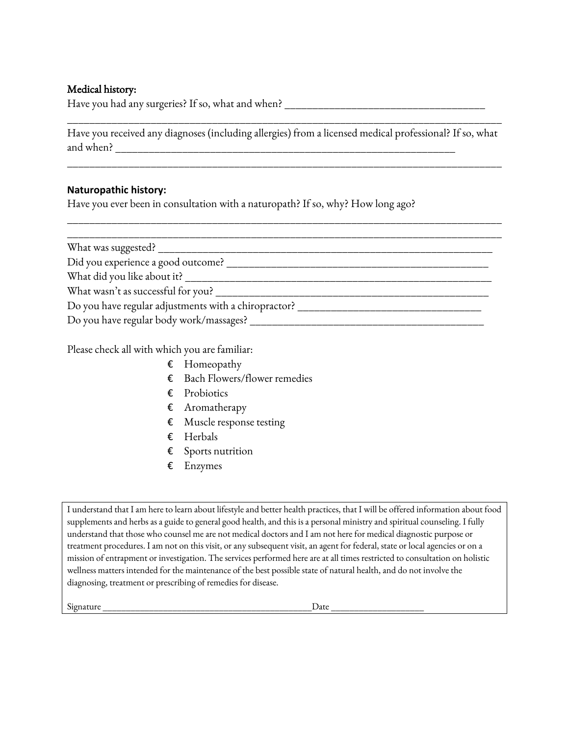**Medical history:**

Have you had any surgeries? If so, what and when? ____________________________________

____________________________________________________________________________

Have you received any diagnoses (including allergies) from a licensed medical professional? If so, what and when? ______________________________________________________________

____________________________________________________________________________

**Naturopathic history:**

Have you ever been in consultation with a naturopath? If so, why? How long ago?

____________________________________________________________________________

____________________________________________________________________________

What was suggested? ________________________________________________________

Did you experience a good outcome? ___________________________________________

What did you like about it? ___________________________________________________

What wasn't as successful for you? ____________________________________________

Do you have regular adjustments with a chiropractor? ______________________________

Do you have regular body work/massages? _______________________________________

Please check all with which you are familiar:

- € Homeopathy
- € Bach Flowers/flower remedies
- € Probiotics
- € Aromatherapy
- € Muscle response testing
- € Herbals
- € Sports nutrition
- € Enzymes

I understand that I am here to learn about lifestyle and better health practices, that I will be offered information about food supplements and herbs as a guide to general good health, and this is a personal ministry and spiritual counseling. I fully understand that those who counsel me are not medical doctors and I am not here for medical diagnostic purpose or treatment procedures. I am not on this visit, or any subsequent visit, an agent for federal, state or local agencies or on a mission of entrapment or investigation. The services performed here are at all times restricted to consultation on holistic wellness matters intended for the maintenance of the best possible state of natural health, and do not involve the diagnosing, treatment or prescribing of remedies for disease.

Signature ______________________________________________Date ____________________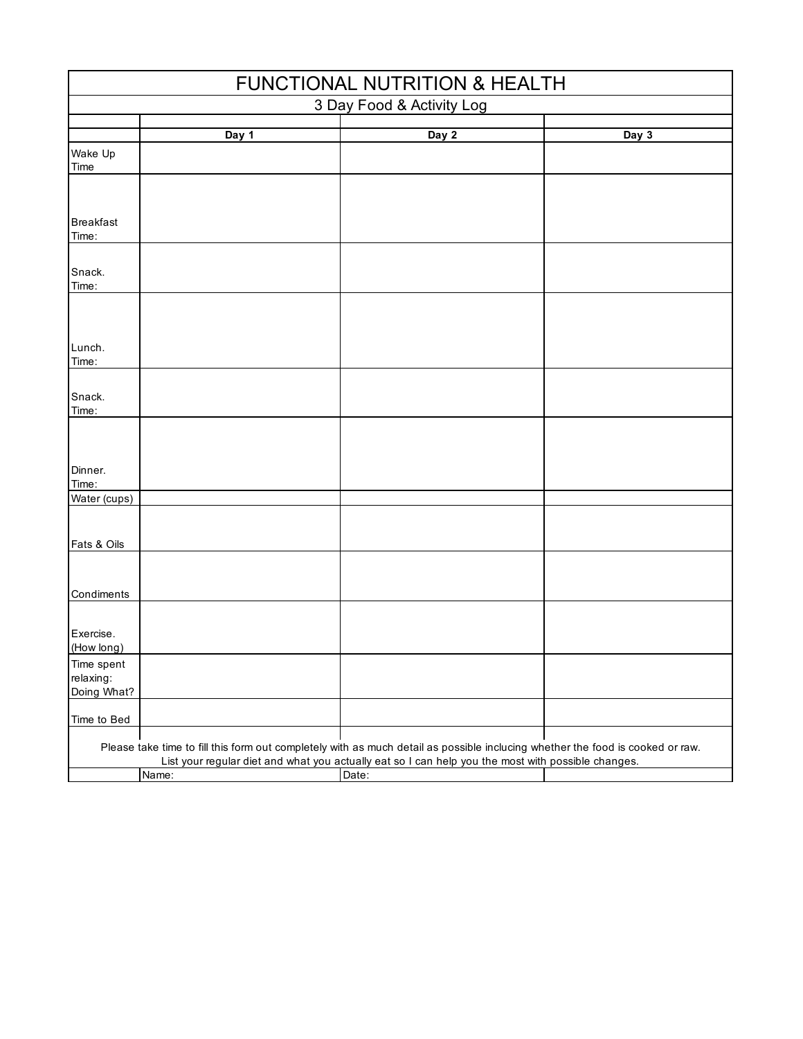# FUNCTIONAL NUTRITION & HEALTH

## 3 Day Food & Activity Log

| | Day 1 | Day 2 | Day 3 |
|---|---|---|---|
| Wake Up Time | | | |
| Breakfast Time: | | | |
| Snack. Time: | | | |
| Lunch. Time: | | | |
| Snack. Time: | | | |
| Dinner. Time: | | | |
| Water (cups) | | | |
| Fats & Oils | | | |
| Condiments | | | |
| Exercise. (How long) | | | |
| Time spent relaxing: Doing What? | | | |
| Time to Bed | | | |

Please take time to fill this form out completely with as much detail as possible inclucing whether the food is cooked or raw. List your regular diet and what you actually eat so I can help you the most with possible changes.

| | Name: | Date: | |
|---|---|---|---|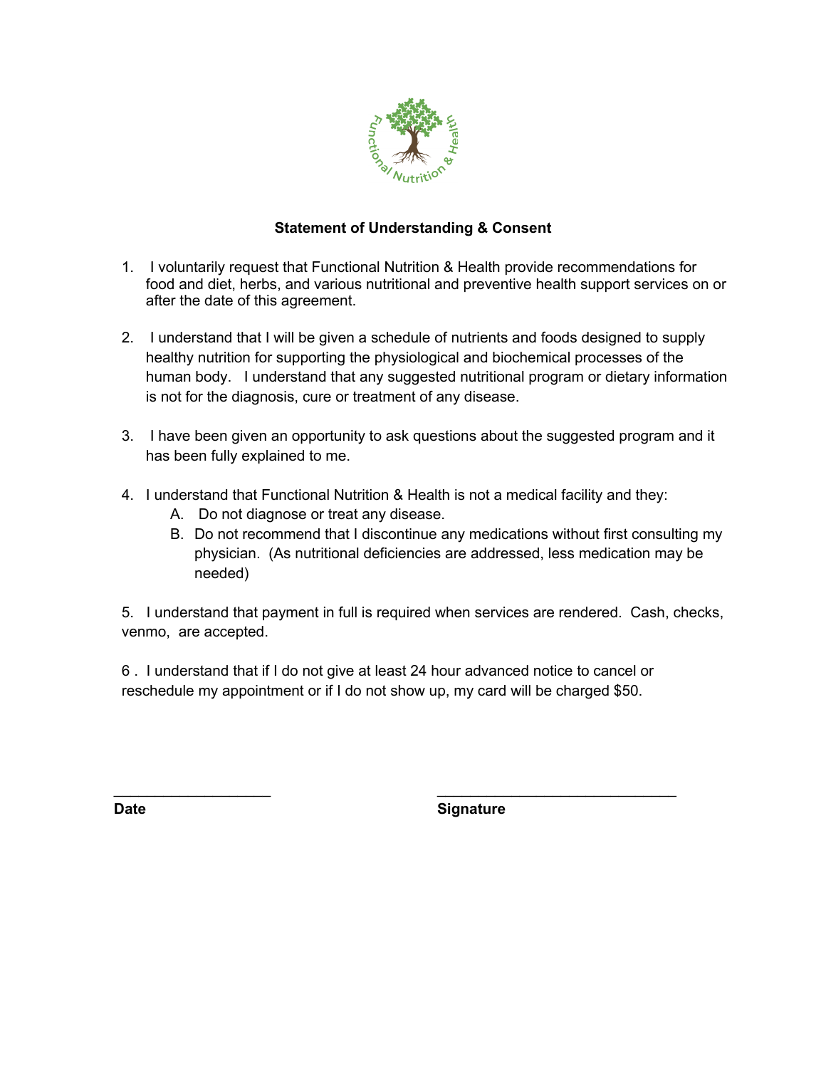Functional Nutrition & Health

## Statement of Understanding & Consent

1. I voluntarily request that Functional Nutrition & Health provide recommendations for food and diet, herbs, and various nutritional and preventive health support services on or after the date of this agreement.

2. I understand that I will be given a schedule of nutrients and foods designed to supply healthy nutrition for supporting the physiological and biochemical processes of the human body. I understand that any suggested nutritional program or dietary information is not for the diagnosis, cure or treatment of any disease.

3. I have been given an opportunity to ask questions about the suggested program and it has been fully explained to me.

4. I understand that Functional Nutrition & Health is not a medical facility and they:
   A. Do not diagnose or treat any disease.
   B. Do not recommend that I discontinue any medications without first consulting my physician. (As nutritional deficiencies are addressed, less medication may be needed)

5. I understand that payment in full is required when services are rendered. Cash, checks, venmo, are accepted.

6. I understand that if I do not give at least 24 hour advanced notice to cancel or reschedule my appointment or if I do not show up, my card will be charged $50.

____________________ ______________________________

**Date** **Signature**